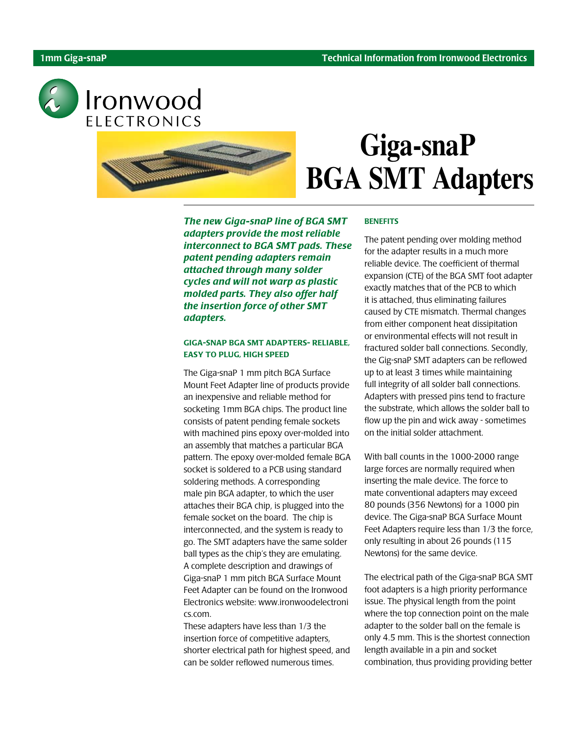# Giga-snaP BGA SMT Adapters

***The new Giga-snaP line of BGA SMT adapters provide the most reliable interconnect to BGA SMT pads. These patent pending adapters remain attached through many solder cycles and will not warp as plastic molded parts. They also offer half the insertion force of other SMT adapters.***

### GIGA-SNAP BGA SMT ADAPTERS- RELIABLE, EASY TO PLUG, HIGH SPEED

The Giga-snaP 1 mm pitch BGA Surface Mount Feet Adapter line of products provide an inexpensive and reliable method for socketing 1mm BGA chips. The product line consists of patent pending female sockets with machined pins epoxy over-molded into an assembly that matches a particular BGA pattern. The epoxy over-molded female BGA socket is soldered to a PCB using standard soldering methods. A corresponding male pin BGA adapter, to which the user attaches their BGA chip, is plugged into the female socket on the board. The chip is interconnected, and the system is ready to go. The SMT adapters have the same solder ball types as the chip's they are emulating. A complete description and drawings of Giga-snaP 1 mm pitch BGA Surface Mount Feet Adapter can be found on the Ironwood Electronics website: www.ironwoodelectronics.com.

These adapters have less than 1/3 the insertion force of competitive adapters, shorter electrical path for highest speed, and can be solder reflowed numerous times.

### BENEFITS

The patent pending over molding method for the adapter results in a much more reliable device. The coefficient of thermal expansion (CTE) of the BGA SMT foot adapter exactly matches that of the PCB to which it is attached, thus eliminating failures caused by CTE mismatch. Thermal changes from either component heat dissipation or environmental effects will not result in fractured solder ball connections. Secondly, the Gig-snaP SMT adapters can be reflowed up to at least 3 times while maintaining full integrity of all solder ball connections. Adapters with pressed pins tend to fracture the substrate, which allows the solder ball to flow up the pin and wick away - sometimes on the initial solder attachment.

With ball counts in the 1000-2000 range large forces are normally required when inserting the male device. The force to mate conventional adapters may exceed 80 pounds (356 Newtons) for a 1000 pin device. The Giga-snaP BGA Surface Mount Feet Adapters require less than 1/3 the force, only resulting in about 26 pounds (115 Newtons) for the same device.

The electrical path of the Giga-snaP BGA SMT foot adapters is a high priority performance issue. The physical length from the point where the top connection point on the male adapter to the solder ball on the female is only 4.5 mm. This is the shortest connection length available in a pin and socket combination, thus providing providing better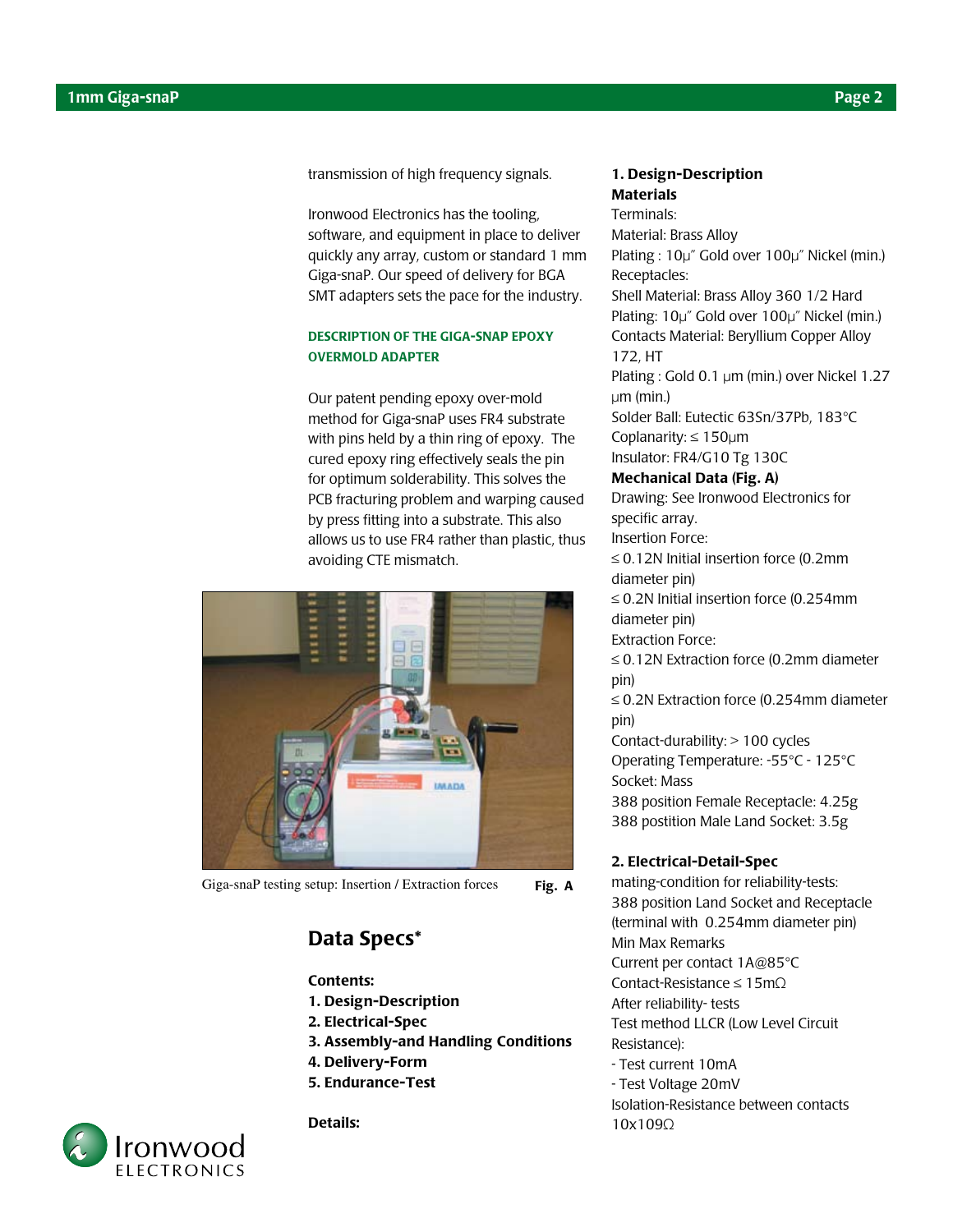transmission of high frequency signals.

Ironwood Electronics has the tooling, software, and equipment in place to deliver quickly any array, custom or standard 1 mm Giga-snaP. Our speed of delivery for BGA SMT adapters sets the pace for the industry.

### DESCRIPTION OF THE GIGA-SNAP EPOXY OVERMOLD ADAPTER

Our patent pending epoxy over-mold method for Giga-snaP uses FR4 substrate with pins held by a thin ring of epoxy. The cured epoxy ring effectively seals the pin for optimum solderability. This solves the PCB fracturing problem and warping caused by press fitting into a substrate. This also allows us to use FR4 rather than plastic, thus avoiding CTE mismatch.

Giga-snaP testing setup: Insertion / Extraction forces **Fig. A**

## Data Specs*

**Contents:**

**1. Design-Description**
**2. Electrical-Spec**
**3. Assembly-and Handling Conditions**
**4. Delivery-Form**
**5. Endurance-Test**

**Details:**

### 1. Design-Description

**Materials**

Terminals:
Material: Brass Alloy
Plating : 10μ″ Gold over 100μ″ Nickel (min.)
Receptacles:
Shell Material: Brass Alloy 360 1/2 Hard
Plating: 10μ″ Gold over 100μ″ Nickel (min.)
Contacts Material: Beryllium Copper Alloy 172, HT
Plating : Gold 0.1 μm (min.) over Nickel 1.27 μm (min.)
Solder Ball: Eutectic 63Sn/37Pb, 183°C
Coplanarity: ≤ 150μm
Insulator: FR4/G10 Tg 130C

**Mechanical Data (Fig. A)**

Drawing: See Ironwood Electronics for specific array.
Insertion Force:
≤ 0.12N Initial insertion force (0.2mm diameter pin)
≤ 0.2N Initial insertion force (0.254mm diameter pin)
Extraction Force:
≤ 0.12N Extraction force (0.2mm diameter pin)
≤ 0.2N Extraction force (0.254mm diameter pin)
Contact-durability: > 100 cycles
Operating Temperature: -55°C - 125°C
Socket: Mass
388 position Female Receptacle: 4.25g
388 postition Male Land Socket: 3.5g

### 2. Electrical-Detail-Spec

mating-condition for reliability-tests:
388 position Land Socket and Receptacle (terminal with 0.254mm diameter pin)
Min Max Remarks
Current per contact 1A@85°C
Contact-Resistance ≤ 15mΩ
After reliability- tests
Test method LLCR (Low Level Circuit Resistance):
- Test current 10mA
- Test Voltage 20mV
Isolation-Resistance between contacts 10x109Ω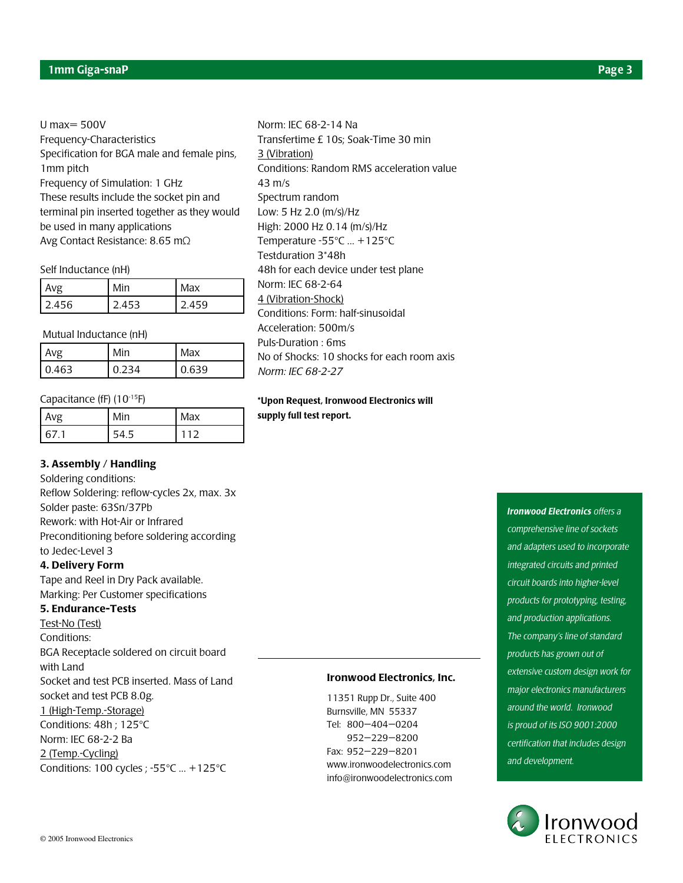U max= 500V

Frequency-Characteristics

Specification for BGA male and female pins, 1mm pitch

Frequency of Simulation: 1 GHz

These results include the socket pin and terminal pin inserted together as they would be used in many applications

Avg Contact Resistance: 8.65 mΩ

Self Inductance (nH)

| Avg | Min | Max |
|---|---|---|
| 2.456 | 2.453 | 2.459 |

Mutual Inductance (nH)

| Avg | Min | Max |
|---|---|---|
| 0.463 | 0.234 | 0.639 |

Capacitance (fF) ($10^{-15}$F)

| Avg | Min | Max |
|---|---|---|
| 67.1 | 54.5 | 112 |

**3. Assembly / Handling**

Soldering conditions:

Reflow Soldering: reflow-cycles 2x, max. 3x

Solder paste: 63Sn/37Pb

Rework: with Hot-Air or Infrared

Preconditioning before soldering according to Jedec-Level 3

**4. Delivery Form**

Tape and Reel in Dry Pack available.

Marking: Per Customer specifications

**5. Endurance-Tests**

Test-No (Test)

Conditions:

BGA Receptacle soldered on circuit board with Land

Socket and test PCB inserted. Mass of Land socket and test PCB 8.0g.

1 (High-Temp.-Storage)

Conditions: 48h ; 125°C

Norm: IEC 68-2-2 Ba

2 (Temp.-Cycling)

Conditions: 100 cycles ; -55°C ... +125°C

Norm: IEC 68-2-14 Na

Transfertime £ 10s; Soak-Time 30 min

3 (Vibration)

Conditions: Random RMS acceleration value 43 m/s

Spectrum random

Low: 5 Hz 2.0 (m/s)/Hz

High: 2000 Hz 0.14 (m/s)/Hz

Temperature -55°C ... +125°C

Testduration 3*48h

48h for each device under test plane

Norm: IEC 68-2-64

4 (Vibration-Shock)

Conditions: Form: half-sinusoidal

Acceleration: 500m/s

Puls-Duration : 6ms

No of Shocks: 10 shocks for each room axis

*Norm: IEC 68-2-27*

**\*Upon Request, Ironwood Electronics will supply full test report.**

**Ironwood Electronics, Inc.**

11351 Rupp Dr., Suite 400
Burnsville, MN 55337
Tel: 800–404–0204
952–229–8200
Fax: 952–229–8201
www.ironwoodelectronics.com
info@ironwoodelectronics.com

*__Ironwood Electronics__ offers a comprehensive line of sockets and adapters used to incorporate integrated circuits and printed circuit boards into higher-level products for prototyping, testing, and production applications. The company's line of standard products has grown out of extensive custom design work for major electronics manufacturers around the world. Ironwood is proud of its ISO 9001:2000 certification that includes design and development.*

Ironwood ELECTRONICS

© 2005 Ironwood Electronics